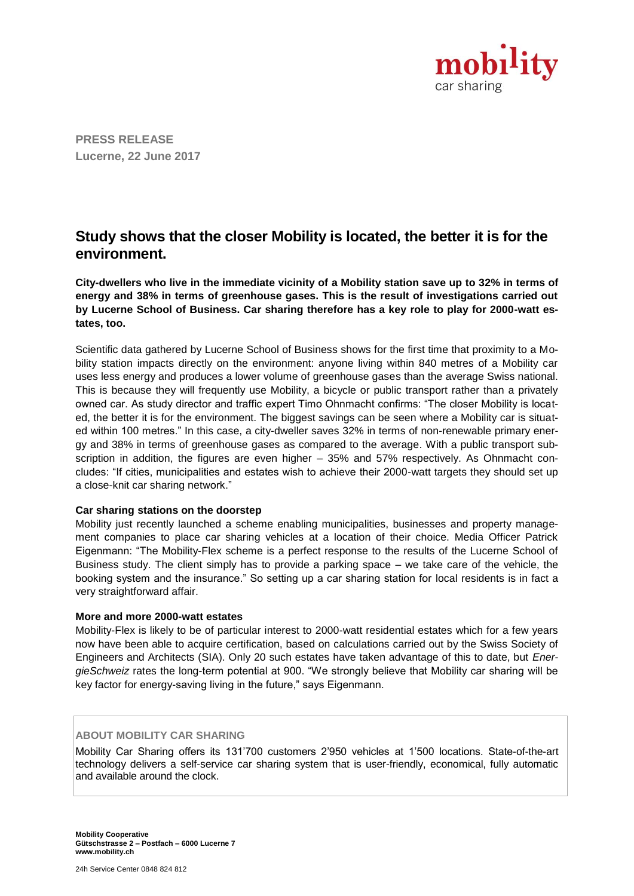mobility
car sharing

**PRESS RELEASE**
**Lucerne, 22 June 2017**

# Study shows that the closer Mobility is located, the better it is for the environment.

**City-dwellers who live in the immediate vicinity of a Mobility station save up to 32% in terms of energy and 38% in terms of greenhouse gases. This is the result of investigations carried out by Lucerne School of Business. Car sharing therefore has a key role to play for 2000-watt estates, too.**

Scientific data gathered by Lucerne School of Business shows for the first time that proximity to a Mobility station impacts directly on the environment: anyone living within 840 metres of a Mobility car uses less energy and produces a lower volume of greenhouse gases than the average Swiss national. This is because they will frequently use Mobility, a bicycle or public transport rather than a privately owned car. As study director and traffic expert Timo Ohnmacht confirms: "The closer Mobility is located, the better it is for the environment. The biggest savings can be seen where a Mobility car is situated within 100 metres." In this case, a city-dweller saves 32% in terms of non-renewable primary energy and 38% in terms of greenhouse gases as compared to the average. With a public transport subscription in addition, the figures are even higher – 35% and 57% respectively. As Ohnmacht concludes: "If cities, municipalities and estates wish to achieve their 2000-watt targets they should set up a close-knit car sharing network."

**Car sharing stations on the doorstep**

Mobility just recently launched a scheme enabling municipalities, businesses and property management companies to place car sharing vehicles at a location of their choice. Media Officer Patrick Eigenmann: "The Mobility-Flex scheme is a perfect response to the results of the Lucerne School of Business study. The client simply has to provide a parking space – we take care of the vehicle, the booking system and the insurance." So setting up a car sharing station for local residents is in fact a very straightforward affair.

**More and more 2000-watt estates**

Mobility-Flex is likely to be of particular interest to 2000-watt residential estates which for a few years now have been able to acquire certification, based on calculations carried out by the Swiss Society of Engineers and Architects (SIA). Only 20 such estates have taken advantage of this to date, but *EnergieSchweiz* rates the long-term potential at 900. "We strongly believe that Mobility car sharing will be key factor for energy-saving living in the future," says Eigenmann.

**ABOUT MOBILITY CAR SHARING**

Mobility Car Sharing offers its 131'700 customers 2'950 vehicles at 1'500 locations. State-of-the-art technology delivers a self-service car sharing system that is user-friendly, economical, fully automatic and available around the clock.

**Mobility Cooperative**
**Gütschstrasse 2 – Postfach – 6000 Lucerne 7**
**www.mobility.ch**

24h Service Center 0848 824 812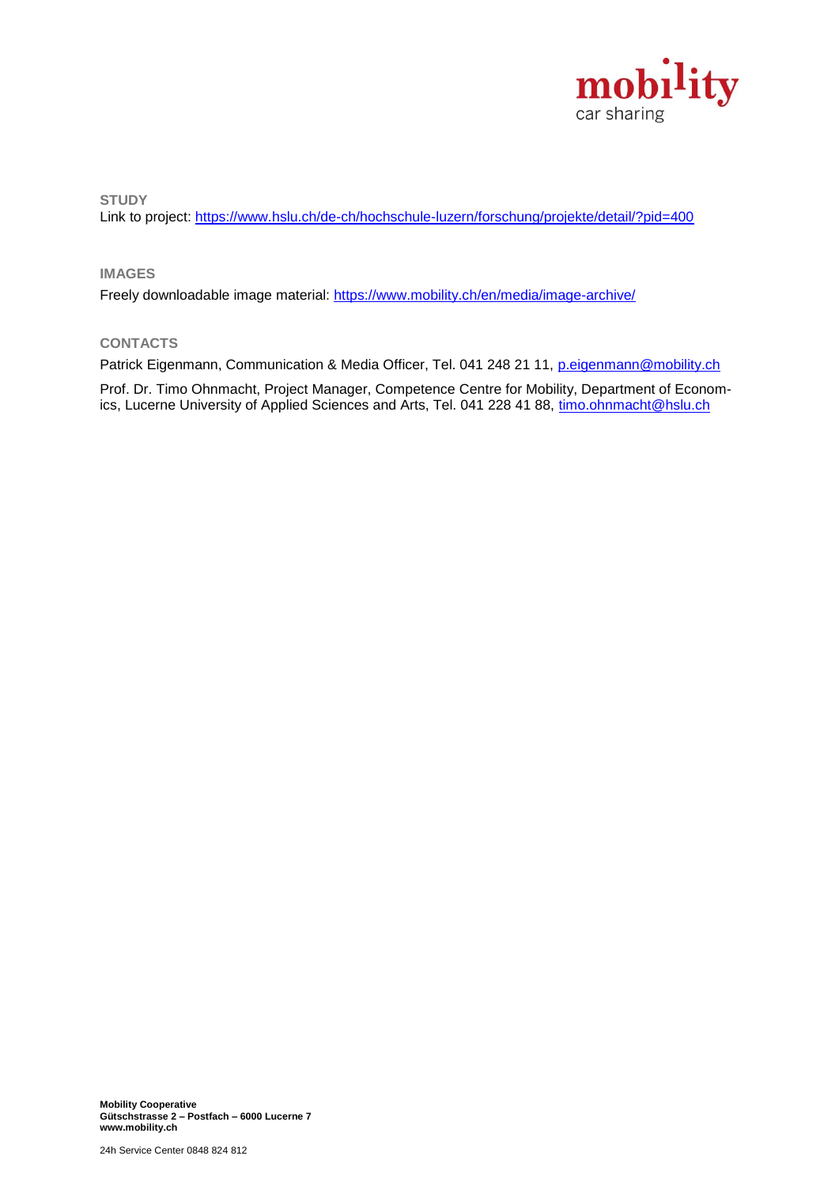**STUDY**

Link to project: https://www.hslu.ch/de-ch/hochschule-luzern/forschung/projekte/detail/?pid=400

**IMAGES**

Freely downloadable image material: https://www.mobility.ch/en/media/image-archive/

**CONTACTS**

Patrick Eigenmann, Communication & Media Officer, Tel. 041 248 21 11, p.eigenmann@mobility.ch

Prof. Dr. Timo Ohnmacht, Project Manager, Competence Centre for Mobility, Department of Economics, Lucerne University of Applied Sciences and Arts, Tel. 041 228 41 88, timo.ohnmacht@hslu.ch

**Mobility Cooperative**
**Gütschstrasse 2 – Postfach – 6000 Lucerne 7**
**www.mobility.ch**

24h Service Center 0848 824 812